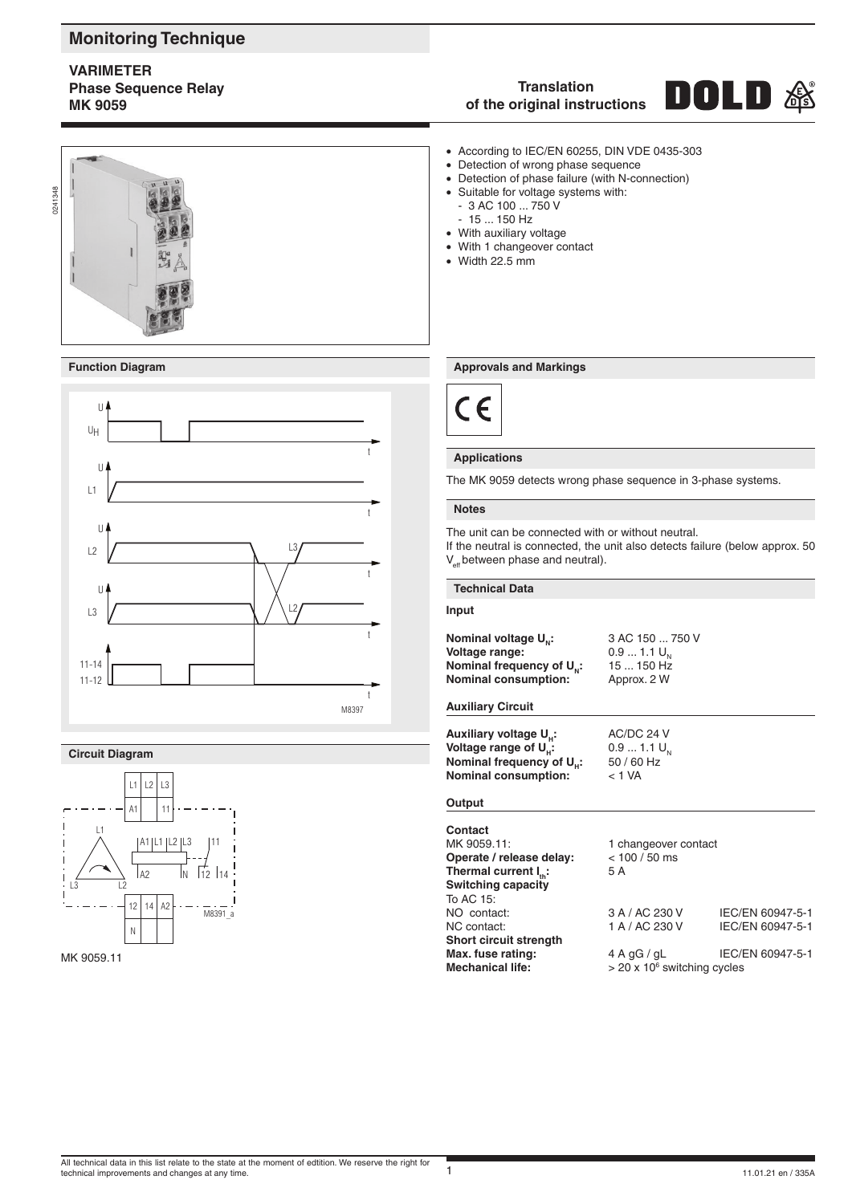# Monitoring Technique

**VARIMETER**
**Phase Sequence Relay**
**MK 9059**

**Translation of the original instructions**

- According to IEC/EN 60255, DIN VDE 0435-303
- Detection of wrong phase sequence
- Detection of phase failure (with N-connection)
- Suitable for voltage systems with:
  - 3 AC 100 ... 750 V
  - 15 ... 150 Hz
- With auxiliary voltage
- With 1 changeover contact
- Width 22.5 mm

## Function Diagram

M8397

## Circuit Diagram

M8391_a

MK 9059.11

## Approvals and Markings

CE

## Applications

The MK 9059 detects wrong phase sequence in 3-phase systems.

## Notes

The unit can be connected with or without neutral.
If the neutral is connected, the unit also detects failure (below approx. 50 $V_{eff}$ between phase and neutral).

## Technical Data

### Input

| | |
|---|---|
| **Nominal voltage $U_N$:** | 3 AC 150 ... 750 V |
| **Voltage range:** | 0.9 ... 1.1 $U_N$ |
| **Nominal frequency of $U_N$:** | 15 ... 150 Hz |
| **Nominal consumption:** | Approx. 2 W |

### Auxiliary Circuit

| | |
|---|---|
| **Auxiliary voltage $U_H$:** | AC/DC 24 V |
| **Voltage range of $U_H$:** | 0.9 ... 1.1 $U_N$ |
| **Nominal frequency of $U_H$:** | 50 / 60 Hz |
| **Nominal consumption:** | < 1 VA |

### Output

| | | |
|---|---|---|
| **Contact** | | |
| MK 9059.11: | 1 changeover contact | |
| **Operate / release delay:** | < 100 / 50 ms | |
| **Thermal current $I_{th}$:** | 5 A | |
| **Switching capacity** | | |
| To AC 15: | | |
| NO contact: | 3 A / AC 230 V | IEC/EN 60947-5-1 |
| NC contact: | 1 A / AC 230 V | IEC/EN 60947-5-1 |
| **Short circuit strength** | | |
| **Max. fuse rating:** | 4 A gG / gL | IEC/EN 60947-5-1 |
| **Mechanical life:** | > 20 x $10^6$ switching cycles | |

All technical data in this list relate to the state at the moment of edtition. We reserve the right for technical improvements and changes at any time.

11.01.21 en / 335A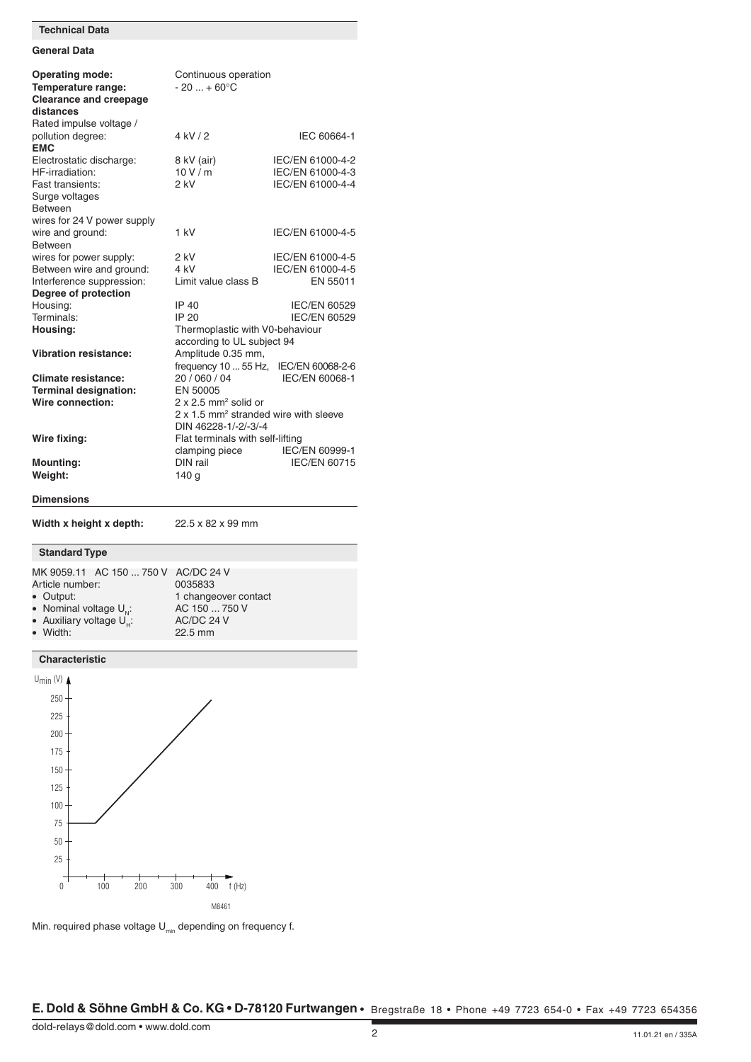## Technical Data

### General Data

| | | |
|---|---|---|
| **Operating mode:** | Continuous operation | |
| **Temperature range:** | - 20 ... + 60°C | |
| **Clearance and creepage distances** | | |
| Rated impulse voltage / pollution degree: | 4 kV / 2 | IEC 60664-1 |
| **EMC** | | |
| Electrostatic discharge: | 8 kV (air) | IEC/EN 61000-4-2 |
| HF-irradiation: | 10 V / m | IEC/EN 61000-4-3 |
| Fast transients: | 2 kV | IEC/EN 61000-4-4 |
| Surge voltages | | |
| Between wires for 24 V power supply wire and ground: | 1 kV | IEC/EN 61000-4-5 |
| Between wires for power supply: | 2 kV | IEC/EN 61000-4-5 |
| Between wire and ground: | 4 kV | IEC/EN 61000-4-5 |
| Interference suppression: | Limit value class B | EN 55011 |
| **Degree of protection** | | |
| Housing: | IP 40 | IEC/EN 60529 |
| Terminals: | IP 20 | IEC/EN 60529 |
| **Housing:** | Thermoplastic with V0-behaviour according to UL subject 94 | |
| **Vibration resistance:** | Amplitude 0.35 mm, frequency 10 ... 55 Hz, | IEC/EN 60068-2-6 |
| **Climate resistance:** | 20 / 060 / 04 | IEC/EN 60068-1 |
| **Terminal designation:** | EN 50005 | |
| **Wire connection:** | 2 x 2.5 mm² solid or 2 x 1.5 mm² stranded wire with sleeve DIN 46228-1/-2/-3/-4 | |
| **Wire fixing:** | Flat terminals with self-lifting clamping piece | IEC/EN 60999-1 |
| **Mounting:** | DIN rail | IEC/EN 60715 |
| **Weight:** | 140 g | |

### Dimensions

**Width x height x depth:** 22.5 x 82 x 99 mm

## Standard Type

MK 9059.11 AC 150 ... 750 V AC/DC 24 V

| | |
|---|---|
| Article number: | 0035833 |
| • Output: | 1 changeover contact |
| • Nominal voltage $U_N$: | AC 150 ... 750 V |
| • Auxiliary voltage $U_H$: | AC/DC 24 V |
| • Width: | 22.5 mm |

## Characteristic

$U_{min}$ (V)

250
225
200
175
150
125
100
75
50
25

0
100
200
300
400
f (Hz)

M8461

Min. required phase voltage $U_{min}$ depending on frequency f.

**E. Dold & Söhne GmbH & Co. KG • D-78120 Furtwangen** • Bregstraße 18 • Phone +49 7723 654-0 • Fax +49 7723 654356

dold-relays@dold.com • www.dold.com

11.01.21 en / 335A